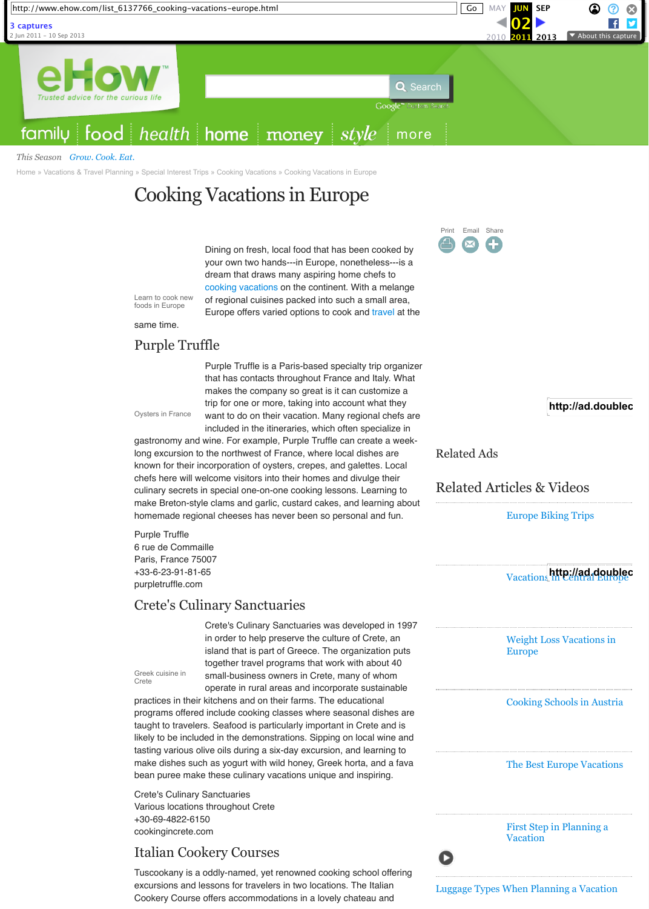This Season Grow. Cook. Eat.

Home » Vacations & Travel Planning » Special Interest Trips » Cooking Vacations » Cooking Vacations in Europe

# Cooking Vacations in Europe

Learn to cook new foods in Europe

Dining on fresh, local food that has been cooked by your own two hands---in Europe, nonetheless---is a dream that draws many aspiring home chefs to cooking vacations on the continent. With a melange of regional cuisines packed into such a small area, Europe offers varied options to cook and travel at the same time.

## Purple Truffle

Oysters in France

Purple Truffle is a Paris-based specialty trip organizer that has contacts throughout France and Italy. What makes the company so great is it can customize a trip for one or more, taking into account what they want to do on their vacation. Many regional chefs are included in the itineraries, which often specialize in gastronomy and wine. For example, Purple Truffle can create a week-long excursion to the northwest of France, where local dishes are known for their incorporation of oysters, crepes, and galettes. Local chefs here will welcome visitors into their homes and divulge their culinary secrets in special one-on-one cooking lessons. Learning to make Breton-style clams and garlic, custard cakes, and learning about homemade regional cheeses has never been so personal and fun.

Purple Truffle
6 rue de Commaille
Paris, France 75007
+33-6-23-91-81-65
purpletruffle.com

## Crete's Culinary Sanctuaries

Greek cuisine in Crete

Crete's Culinary Sanctuaries was developed in 1997 in order to help preserve the culture of Crete, an island that is part of Greece. The organization puts together travel programs that work with about 40 small-business owners in Crete, many of whom operate in rural areas and incorporate sustainable practices in their kitchens and on their farms. The educational programs offered include cooking classes where seasonal dishes are taught to travelers. Seafood is particularly important in Crete and is likely to be included in the demonstrations. Sipping on local wine and tasting various olive oils during a six-day excursion, and learning to make dishes such as yogurt with wild honey, Greek horta, and a fava bean puree make these culinary vacations unique and inspiring.

Crete's Culinary Sanctuaries
Various locations throughout Crete
+30-69-4822-6150
cookingincrete.com

## Italian Cookery Courses

Tuscookany is a oddly-named, yet renowned cooking school offering excursions and lessons for travelers in two locations. The Italian Cookery Course offers accommodations in a lovely chateau and

Related Ads

Related Articles & Videos

- Europe Biking Trips
- Vacations in Central Europe
- Weight Loss Vacations in Europe
- Cooking Schools in Austria
- The Best Europe Vacations
- First Step in Planning a Vacation
- Luggage Types When Planning a Vacation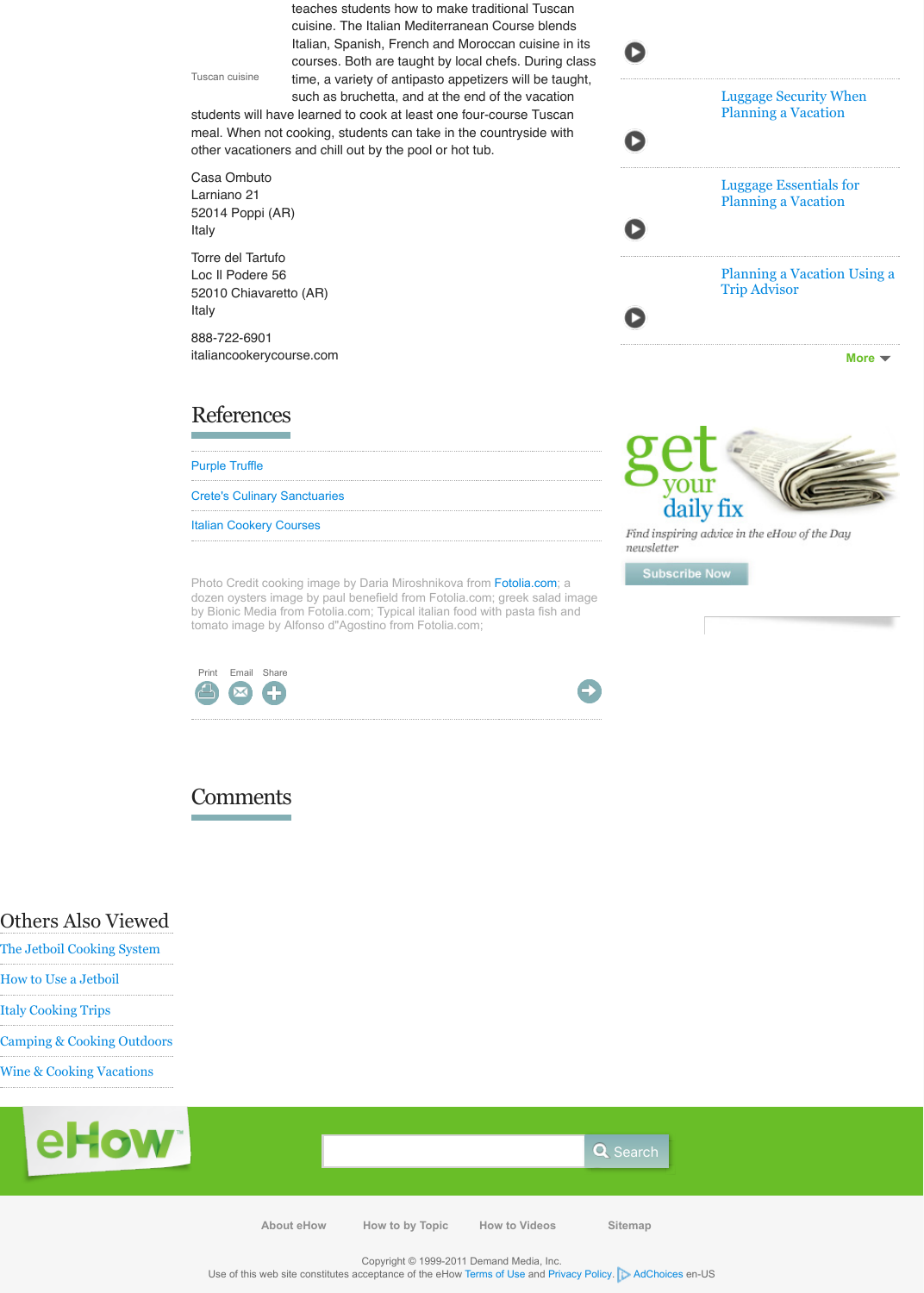teaches students how to make traditional Tuscan cuisine. The Italian Mediterranean Course blends Italian, Spanish, French and Moroccan cuisine in its courses. Both are taught by local chefs. During class time, a variety of antipasto appetizers will be taught, such as bruchetta, and at the end of the vacation students will have learned to cook at least one four-course Tuscan meal. When not cooking, students can take in the countryside with other vacationers and chill out by the pool or hot tub.

Tuscan cuisine

Casa Ombuto
Larniano 21
52014 Poppi (AR)
Italy

Torre del Tartufo
Loc Il Podere 56
52010 Chiavaretto (AR)
Italy

888-722-6901
italiancookerycourse.com

## References

- Purple Truffle
- Crete's Culinary Sanctuaries
- Italian Cookery Courses

Photo Credit cooking image by Daria Miroshnikova from Fotolia.com; a dozen oysters image by paul benefield from Fotolia.com; greek salad image by Bionic Media from Fotolia.com; Typical italian food with pasta fish and tomato image by Alfonso d"Agostino from Fotolia.com;

Print Email Share

## Comments

Luggage Security When Planning a Vacation

Luggage Essentials for Planning a Vacation

Planning a Vacation Using a Trip Advisor

More

get your daily fix

*Find inspiring advice in the eHow of the Day newsletter*

Subscribe Now

## Others Also Viewed

- The Jetboil Cooking System
- How to Use a Jetboil
- Italy Cooking Trips
- Camping & Cooking Outdoors
- Wine & Cooking Vacations

eHow

Search

About eHow How to by Topic How to Videos Sitemap

Copyright © 1999-2011 Demand Media, Inc.
Use of this web site constitutes acceptance of the eHow Terms of Use and Privacy Policy. AdChoices en-US